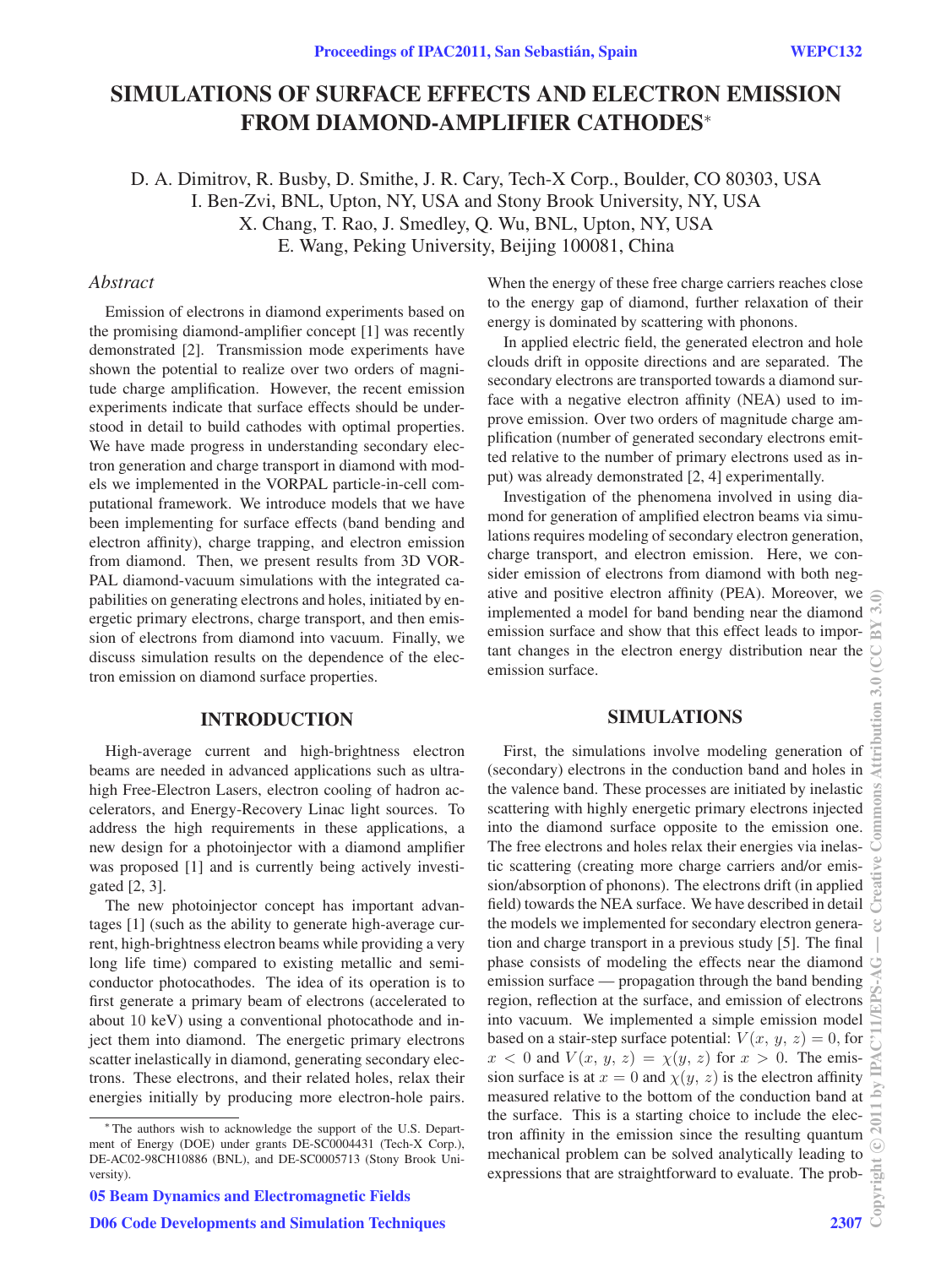# SIMULATIONS OF SURFACE EFFECTS AND ELECTRON EMISSION FROM DIAMOND-AMPLIFIER CATHODES*

D. A. Dimitrov, R. Busby, D. Smithe, J. R. Cary, Tech-X Corp., Boulder, CO 80303, USA
I. Ben-Zvi, BNL, Upton, NY, USA and Stony Brook University, NY, USA
X. Chang, T. Rao, J. Smedley, Q. Wu, BNL, Upton, NY, USA
E. Wang, Peking University, Beijing 100081, China

### *Abstract*

Emission of electrons in diamond experiments based on the promising diamond-amplifier concept [1] was recently demonstrated [2]. Transmission mode experiments have shown the potential to realize over two orders of magnitude charge amplification. However, the recent emission experiments indicate that surface effects should be understood in detail to build cathodes with optimal properties. We have made progress in understanding secondary electron generation and charge transport in diamond with models we implemented in the VORPAL particle-in-cell computational framework. We introduce models that we have been implementing for surface effects (band bending and electron affinity), charge trapping, and electron emission from diamond. Then, we present results from 3D VORPAL diamond-vacuum simulations with the integrated capabilities on generating electrons and holes, initiated by energetic primary electrons, charge transport, and then emission of electrons from diamond into vacuum. Finally, we discuss simulation results on the dependence of the electron emission on diamond surface properties.

## INTRODUCTION

High-average current and high-brightness electron beams are needed in advanced applications such as ultra-high Free-Electron Lasers, electron cooling of hadron accelerators, and Energy-Recovery Linac light sources. To address the high requirements in these applications, a new design for a photoinjector with a diamond amplifier was proposed [1] and is currently being actively investigated [2, 3].

The new photoinjector concept has important advantages [1] (such as the ability to generate high-average current, high-brightness electron beams while providing a very long life time) compared to existing metallic and semiconductor photocathodes. The idea of its operation is to first generate a primary beam of electrons (accelerated to about 10 keV) using a conventional photocathode and inject them into diamond. The energetic primary electrons scatter inelastically in diamond, generating secondary electrons. These electrons, and their related holes, relax their energies initially by producing more electron-hole pairs. When the energy of these free charge carriers reaches close to the energy gap of diamond, further relaxation of their energy is dominated by scattering with phonons.

In applied electric field, the generated electron and hole clouds drift in opposite directions and are separated. The secondary electrons are transported towards a diamond surface with a negative electron affinity (NEA) used to improve emission. Over two orders of magnitude charge amplification (number of generated secondary electrons emitted relative to the number of primary electrons used as input) was already demonstrated [2, 4] experimentally.

Investigation of the phenomena involved in using diamond for generation of amplified electron beams via simulations requires modeling of secondary electron generation, charge transport, and electron emission. Here, we consider emission of electrons from diamond with both negative and positive electron affinity (PEA). Moreover, we implemented a model for band bending near the diamond emission surface and show that this effect leads to important changes in the electron energy distribution near the emission surface.

## SIMULATIONS

First, the simulations involve modeling generation of (secondary) electrons in the conduction band and holes in the valence band. These processes are initiated by inelastic scattering with highly energetic primary electrons injected into the diamond surface opposite to the emission one. The free electrons and holes relax their energies via inelastic scattering (creating more charge carriers and/or emission/absorption of phonons). The electrons drift (in applied field) towards the NEA surface. We have described in detail the models we implemented for secondary electron generation and charge transport in a previous study [5]. The final phase consists of modeling the effects near the diamond emission surface — propagation through the band bending region, reflection at the surface, and emission of electrons into vacuum. We implemented a simple emission model based on a stair-step surface potential: $V(x, y, z) = 0$, for $x < 0$ and $V(x, y, z) = \chi(y, z)$ for $x > 0$. The emission surface is at $x = 0$ and $\chi(y, z)$ is the electron affinity measured relative to the bottom of the conduction band at the surface. This is a starting choice to include the electron affinity in the emission since the resulting quantum mechanical problem can be solved analytically leading to expressions that are straightforward to evaluate. The prob-

---

* The authors wish to acknowledge the support of the U.S. Department of Energy (DOE) under grants DE-SC0004431 (Tech-X Corp.), DE-AC02-98CH10886 (BNL), and DE-SC0005713 (Stony Brook University).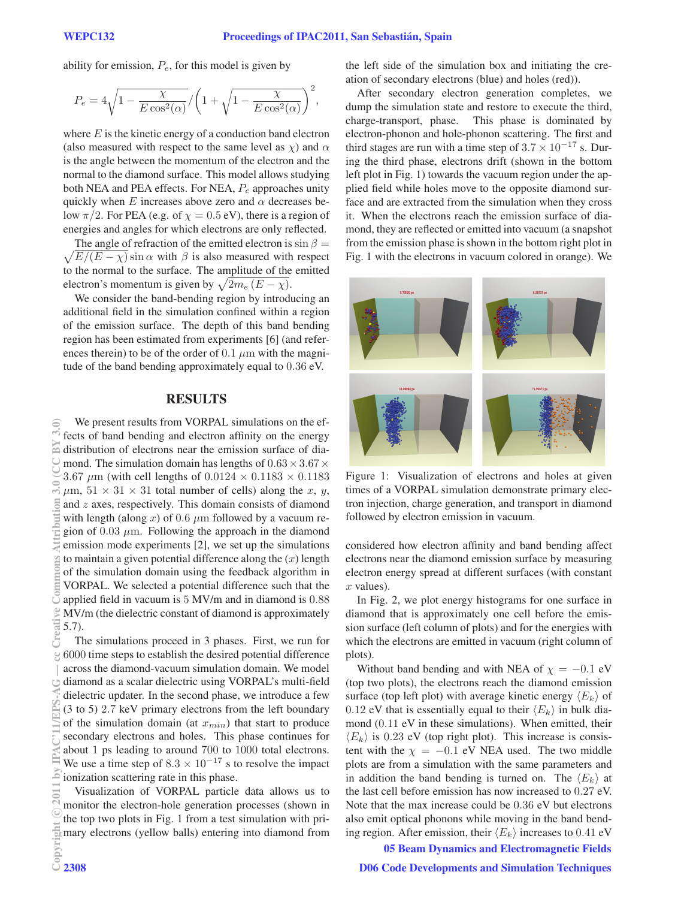ability for emission, $P_e$, for this model is given by

$$P_e = 4\sqrt{1 - \frac{\chi}{E\cos^2(\alpha)}} \Big/ \left(1 + \sqrt{1 - \frac{\chi}{E\cos^2(\alpha)}}\right)^2,$$

where $E$ is the kinetic energy of a conduction band electron (also measured with respect to the same level as $\chi$) and $\alpha$ is the angle between the momentum of the electron and the normal to the diamond surface. This model allows studying both NEA and PEA effects. For NEA, $P_e$ approaches unity quickly when $E$ increases above zero and $\alpha$ decreases below $\pi/2$. For PEA (e.g. of $\chi = 0.5$ eV), there is a region of energies and angles for which electrons are only reflected.

The angle of refraction of the emitted electron is $\sin\beta = \sqrt{E/(E-\chi)}\sin\alpha$ with $\beta$ is also measured with respect to the normal to the surface. The amplitude of the emitted electron's momentum is given by $\sqrt{2m_e\,(E-\chi)}$.

We consider the band-bending region by introducing an additional field in the simulation confined within a region of the emission surface. The depth of this band bending region has been estimated from experiments [6] (and references therein) to be of the order of $0.1$ $\mu$m with the magnitude of the band bending approximately equal to $0.36$ eV.

## RESULTS

We present results from VORPAL simulations on the effects of band bending and electron affinity on the energy distribution of electrons near the emission surface of diamond. The simulation domain has lengths of $0.63 \times 3.67 \times 3.67$ $\mu$m (with cell lengths of $0.0124 \times 0.1183 \times 0.1183$ $\mu$m, $51 \times 31 \times 31$ total number of cells) along the $x$, $y$, and $z$ axes, respectively. This domain consists of diamond with length (along $x$) of $0.6$ $\mu$m followed by a vacuum region of $0.03$ $\mu$m. Following the approach in the diamond emission mode experiments [2], we set up the simulations to maintain a given potential difference along the ($x$) length of the simulation domain using the feedback algorithm in VORPAL. We selected a potential difference such that the applied field in vacuum is 5 MV/m and in diamond is 0.88 MV/m (the dielectric constant of diamond is approximately 5.7).

The simulations proceed in 3 phases. First, we run for 6000 time steps to establish the desired potential difference across the diamond-vacuum simulation domain. We model diamond as a scalar dielectric using VORPAL's multi-field dielectric updater. In the second phase, we introduce a few (3 to 5) 2.7 keV primary electrons from the left boundary of the simulation domain (at $x_{min}$) that start to produce secondary electrons and holes. This phase continues for about 1 ps leading to around 700 to 1000 total electrons. We use a time step of $8.3 \times 10^{-17}$ s to resolve the impact ionization scattering rate in this phase.

Visualization of VORPAL particle data allows us to monitor the electron-hole generation processes (shown in the top two plots in Fig. 1 from a test simulation with primary electrons (yellow balls) entering into diamond from the left side of the simulation box and initiating the creation of secondary electrons (blue) and holes (red)).

After secondary electron generation completes, we dump the simulation state and restore to execute the third, charge-transport, phase. This phase is dominated by electron-phonon and hole-phonon scattering. The first and third stages are run with a time step of $3.7 \times 10^{-17}$ s. During the third phase, electrons drift (shown in the bottom left plot in Fig. 1) towards the vacuum region under the applied field while holes move to the opposite diamond surface and are extracted from the simulation when they cross it. When the electrons reach the emission surface of diamond, they are reflected or emitted into vacuum (a snapshot from the emission phase is shown in the bottom right plot in Fig. 1 with the electrons in vacuum colored in orange). We

Figure 1: Visualization of electrons and holes at given times of a VORPAL simulation demonstrate primary electron injection, charge generation, and transport in diamond followed by electron emission in vacuum.

considered how electron affinity and band bending affect electrons near the diamond emission surface by measuring electron energy spread at different surfaces (with constant $x$ values).

In Fig. 2, we plot energy histograms for one surface in diamond that is approximately one cell before the emission surface (left column of plots) and for the energies with which the electrons are emitted in vacuum (right column of plots).

Without band bending and with NEA of $\chi = -0.1$ eV (top two plots), the electrons reach the diamond emission surface (top left plot) with average kinetic energy $\langle E_k \rangle$ of 0.12 eV that is essentially equal to their $\langle E_k \rangle$ in bulk diamond (0.11 eV in these simulations). When emitted, their $\langle E_k \rangle$ is 0.23 eV (top right plot). This increase is consistent with the $\chi = -0.1$ eV NEA used. The two middle plots are from a simulation with the same parameters and in addition the band bending is turned on. The $\langle E_k \rangle$ at the last cell before emission has now increased to 0.27 eV. Note that the max increase could be 0.36 eV but electrons also emit optical phonons while moving in the band bending region. After emission, their $\langle E_k \rangle$ increases to 0.41 eV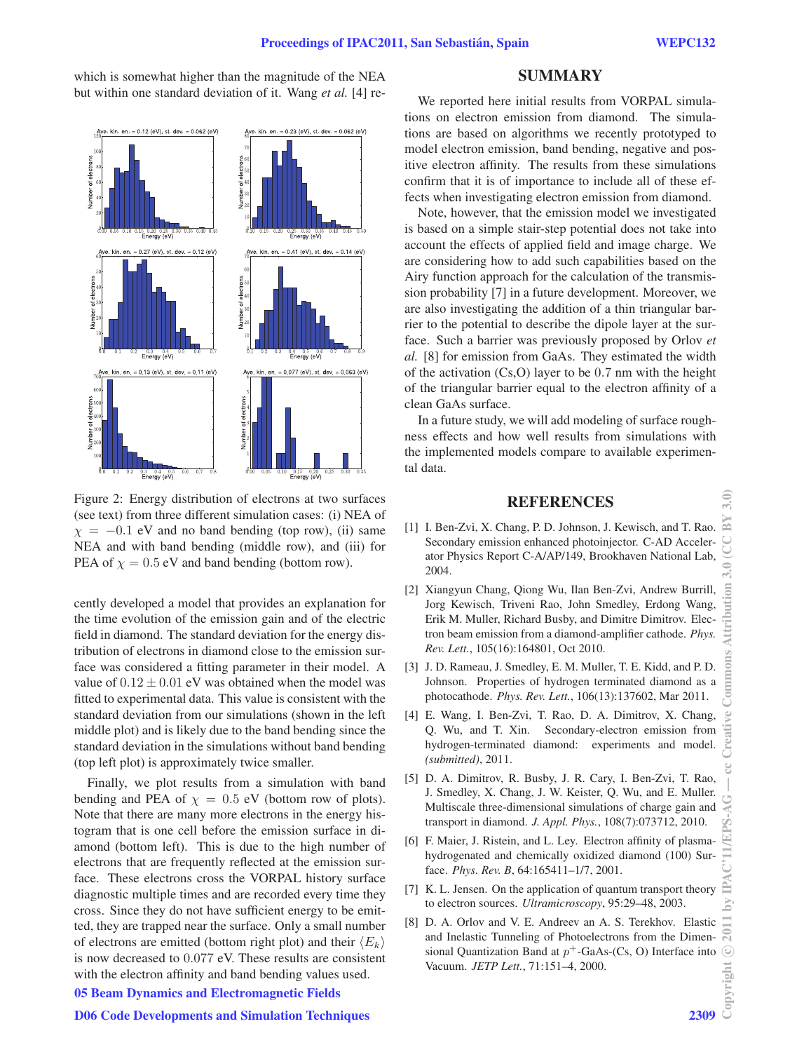which is somewhat higher than the magnitude of the NEA but within one standard deviation of it. Wang *et al.* [4] re-

Ave. kin. en. = 0.12 (eV), st. dev. = 0.062 (eV)

Ave. kin. en. = 0.23 (eV), st. dev. = 0.062 (eV)

Ave. kin. en. = 0.27 (eV), st. dev. = 0.12 (eV)

Ave. kin. en. = 0.41 (eV), st. dev. = 0.14 (eV)

Ave. kin. en. = 0.13 (eV), st. dev. = 0.11 (eV)

Ave. kin. en. = 0.077 (eV), st. dev. = 0.063 (eV)

Number of electrons

Energy (eV)

Figure 2: Energy distribution of electrons at two surfaces (see text) from three different simulation cases: (i) NEA of $\chi = -0.1$ eV and no band bending (top row), (ii) same NEA and with band bending (middle row), and (iii) for PEA of $\chi = 0.5$ eV and band bending (bottom row).

cently developed a model that provides an explanation for the time evolution of the emission gain and of the electric field in diamond. The standard deviation for the energy distribution of electrons in diamond close to the emission surface was considered a fitting parameter in their model. A value of $0.12 \pm 0.01$ eV was obtained when the model was fitted to experimental data. This value is consistent with the standard deviation from our simulations (shown in the left middle plot) and is likely due to the band bending since the standard deviation in the simulations without band bending (top left plot) is approximately twice smaller.

Finally, we plot results from a simulation with band bending and PEA of $\chi = 0.5$ eV (bottom row of plots). Note that there are many more electrons in the energy histogram that is one cell before the emission surface in diamond (bottom left). This is due to the high number of electrons that are frequently reflected at the emission surface. These electrons cross the VORPAL history surface diagnostic multiple times and are recorded every time they cross. Since they do not have sufficient energy to be emitted, they are trapped near the surface. Only a small number of electrons are emitted (bottom right plot) and their $\langle E_k \rangle$ is now decreased to 0.077 eV. These results are consistent with the electron affinity and band bending values used.

## SUMMARY

We reported here initial results from VORPAL simulations on electron emission from diamond. The simulations are based on algorithms we recently prototyped to model electron emission, band bending, negative and positive electron affinity. The results from these simulations confirm that it is of importance to include all of these effects when investigating electron emission from diamond.

Note, however, that the emission model we investigated is based on a simple stair-step potential does not take into account the effects of applied field and image charge. We are considering how to add such capabilities based on the Airy function approach for the calculation of the transmission probability [7] in a future development. Moreover, we are also investigating the addition of a thin triangular barrier to the potential to describe the dipole layer at the surface. Such a barrier was previously proposed by Orlov *et al.* [8] for emission from GaAs. They estimated the width of the activation (Cs,O) layer to be 0.7 nm with the height of the triangular barrier equal to the electron affinity of a clean GaAs surface.

In a future study, we will add modeling of surface roughness effects and how well results from simulations with the implemented models compare to available experimental data.

## REFERENCES

[1] I. Ben-Zvi, X. Chang, P. D. Johnson, J. Kewisch, and T. Rao. Secondary emission enhanced photoinjector. C-AD Accelerator Physics Report C-A/AP/149, Brookhaven National Lab, 2004.

[2] Xiangyun Chang, Qiong Wu, Ilan Ben-Zvi, Andrew Burrill, Jorg Kewisch, Triveni Rao, John Smedley, Erdong Wang, Erik M. Muller, Richard Busby, and Dimitre Dimitrov. Electron beam emission from a diamond-amplifier cathode. *Phys. Rev. Lett.*, 105(16):164801, Oct 2010.

[3] J. D. Rameau, J. Smedley, E. M. Muller, T. E. Kidd, and P. D. Johnson. Properties of hydrogen terminated diamond as a photocathode. *Phys. Rev. Lett.*, 106(13):137602, Mar 2011.

[4] E. Wang, I. Ben-Zvi, T. Rao, D. A. Dimitrov, X. Chang, Q. Wu, and T. Xin. Secondary-electron emission from hydrogen-terminated diamond: experiments and model. *(submitted)*, 2011.

[5] D. A. Dimitrov, R. Busby, J. R. Cary, I. Ben-Zvi, T. Rao, J. Smedley, X. Chang, Q. Wu, J. W. Keister, and E. Muller. Multiscale three-dimensional simulations of charge gain and transport in diamond. *J. Appl. Phys.*, 108(7):073712, 2010.

[6] F. Maier, J. Ristein, and L. Ley. Electron affinity of plasma-hydrogenated and chemically oxidized diamond (100) Surface. *Phys. Rev. B*, 64:165411–1/7, 2001.

[7] K. L. Jensen. On the application of quantum transport theory to electron sources. *Ultramicroscopy*, 95:29–48, 2003.

[8] D. A. Orlov and V. E. Andreev an A. S. Terekhov. Elastic and Inelastic Tunneling of Photoelectrons from the Dimensional Quantization Band at $p^+$-GaAs-(Cs, O) Interface into Vacuum. *JETP Lett.*, 71:151–4, 2000.